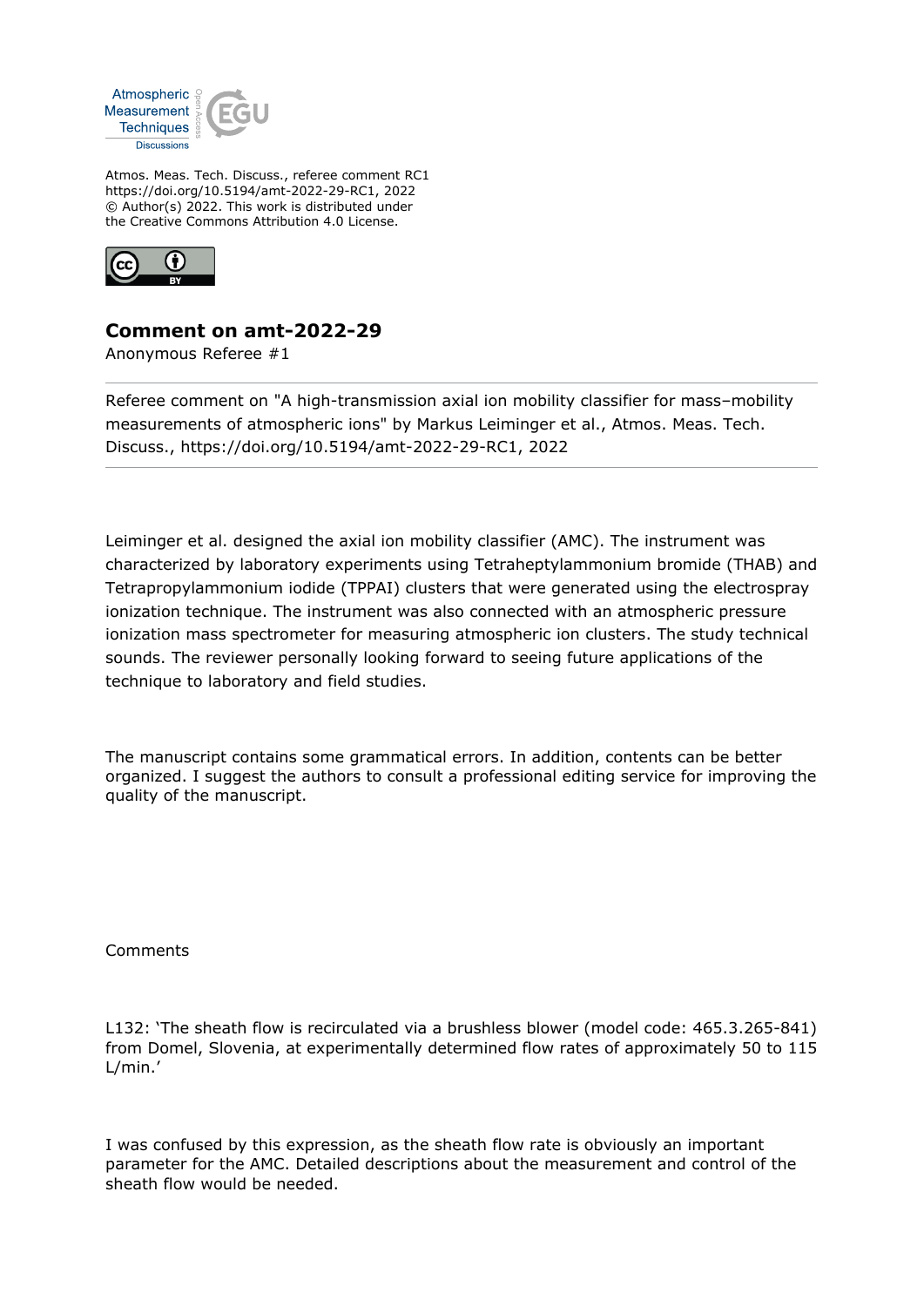Atmos. Meas. Tech. Discuss., referee comment RC1
https://doi.org/10.5194/amt-2022-29-RC1, 2022
© Author(s) 2022. This work is distributed under
the Creative Commons Attribution 4.0 License.

## Comment on amt-2022-29

Anonymous Referee #1

---

Referee comment on "A high-transmission axial ion mobility classifier for mass–mobility measurements of atmospheric ions" by Markus Leiminger et al., Atmos. Meas. Tech. Discuss., https://doi.org/10.5194/amt-2022-29-RC1, 2022

---

Leiminger et al. designed the axial ion mobility classifier (AMC). The instrument was characterized by laboratory experiments using Tetraheptylammonium bromide (THAB) and Tetrapropylammonium iodide (TPPAI) clusters that were generated using the electrospray ionization technique. The instrument was also connected with an atmospheric pressure ionization mass spectrometer for measuring atmospheric ion clusters. The study technical sounds. The reviewer personally looking forward to seeing future applications of the technique to laboratory and field studies.

The manuscript contains some grammatical errors. In addition, contents can be better organized. I suggest the authors to consult a professional editing service for improving the quality of the manuscript.

Comments

L132: 'The sheath flow is recirculated via a brushless blower (model code: 465.3.265-841) from Domel, Slovenia, at experimentally determined flow rates of approximately 50 to 115 L/min.'

I was confused by this expression, as the sheath flow rate is obviously an important parameter for the AMC. Detailed descriptions about the measurement and control of the sheath flow would be needed.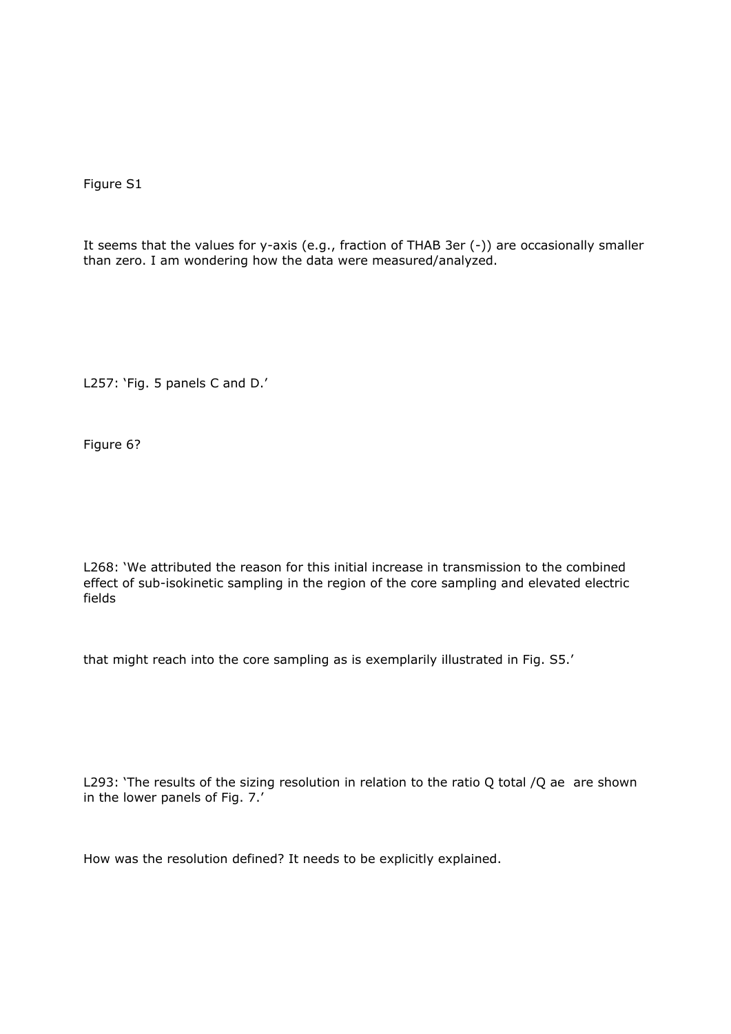Figure S1

It seems that the values for y-axis (e.g., fraction of THAB 3er (-)) are occasionally smaller than zero. I am wondering how the data were measured/analyzed.

L257: 'Fig. 5 panels C and D.'

Figure 6?

L268: 'We attributed the reason for this initial increase in transmission to the combined effect of sub-isokinetic sampling in the region of the core sampling and elevated electric fields

that might reach into the core sampling as is exemplarily illustrated in Fig. S5.'

L293: 'The results of the sizing resolution in relation to the ratio Q total /Q ae are shown in the lower panels of Fig. 7.'

How was the resolution defined? It needs to be explicitly explained.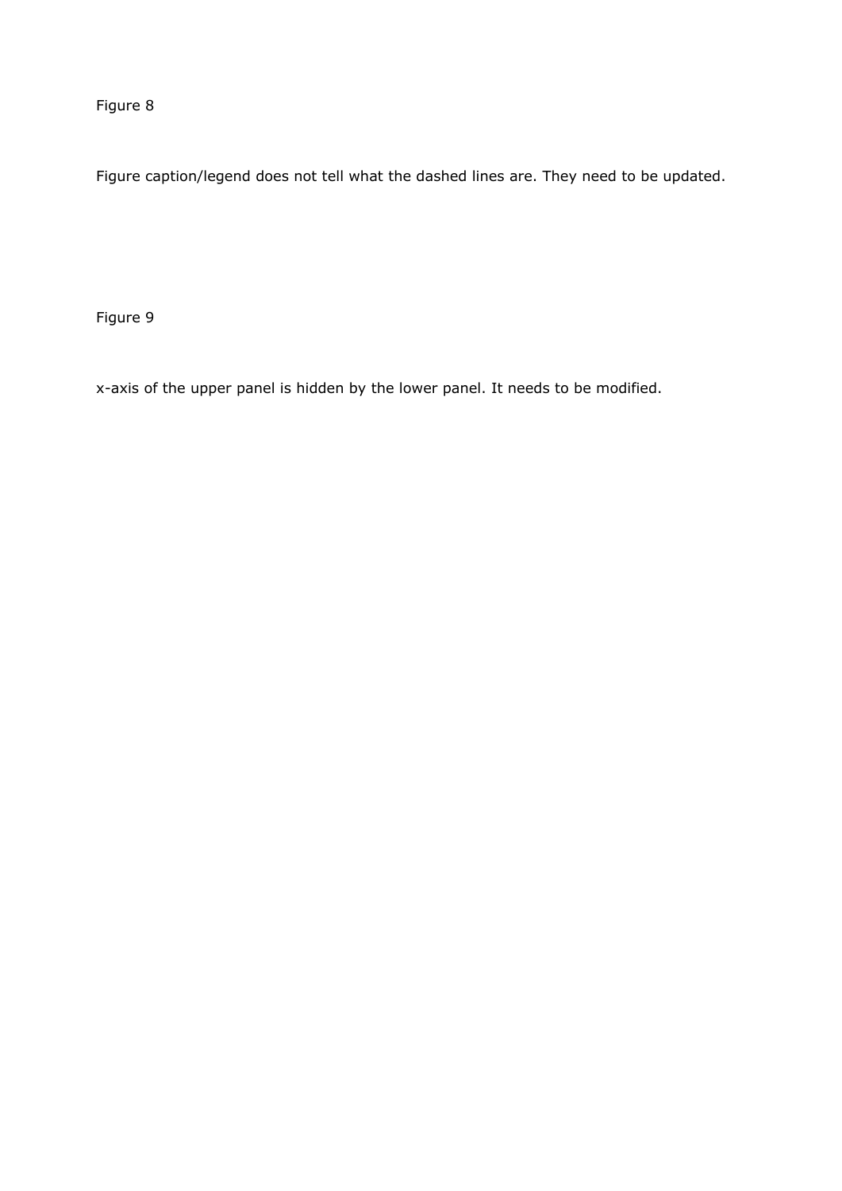Figure 8

Figure caption/legend does not tell what the dashed lines are. They need to be updated.

Figure 9

x-axis of the upper panel is hidden by the lower panel. It needs to be modified.